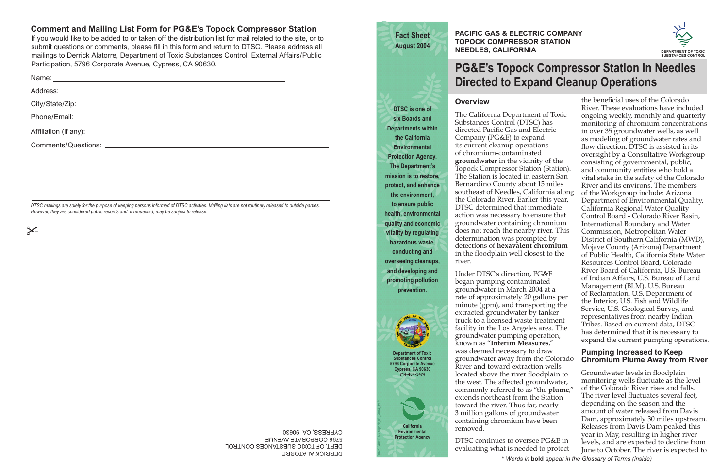## Comment and Mailing List Form for PG&E's Topock Compressor Station

If you would like to be added to or taken off the distribution list for mail related to the site, or to submit questions or comments, please fill in this form and return to DTSC. Please address all mailings to Derrick Alatorre, Department of Toxic Substances Control, External Affairs/Public Participation, 5796 Corporate Avenue, Cypress, CA 90630.

Name: ______________________________

Address: ______________________________

City/State/Zip: ______________________________

Phone/Email: ______________________________

Affiliation (if any): ______________________________

Comments/Questions: ______________________________

*DTSC mailings are solely for the purpose of keeping persons informed of DTSC activities. Mailing lists are not routinely released to outside parties. However, they are considered public records and, if requested, may be subject to release.*

DERRICK ALATORRE
DEPT. OF TOXIC SUBSTANCES CONTROL
5796 CORPORATE AVENUE
CYPRESS, CA 90630

**Fact Sheet**
**August 2004**

**DTSC is one of six Boards and Departments within the California Environmental Protection Agency. The Department's mission is to restore, protect, and enhance the environment, to ensure public health, environmental quality and economic vitality by regulating hazardous waste, conducting and overseeing cleanups, and developing and promoting pollution prevention.**

Department of Toxic Substances Control
5796 Corporate Avenue
Cypress, CA 90630
714-484-5474

California Environmental Protection Agency

**PACIFIC GAS & ELECTRIC COMPANY**
**TOPOCK COMPRESSOR STATION**
**NEEDLES, CALIFORNIA**

DEPARTMENT OF TOXIC SUBSTANCES CONTROL

# PG&E's Topock Compressor Station in Needles Directed to Expand Cleanup Operations

## Overview

The California Department of Toxic Substances Control (DTSC) has directed Pacific Gas and Electric Company (PG&E) to expand its current cleanup operations of chromium-contaminated **groundwater** in the vicinity of the Topock Compressor Station (Station). The Station is located in eastern San Bernardino County about 15 miles southeast of Needles, California along the Colorado River. Earlier this year, DTSC determined that immediate action was necessary to ensure that groundwater containing chromium does not reach the nearby river. This determination was prompted by detections of **hexavalent chromium** in the floodplain well closest to the river.

Under DTSC's direction, PG&E began pumping contaminated groundwater in March 2004 at a rate of approximately 20 gallons per minute (gpm), and transporting the extracted groundwater by tanker truck to a licensed waste treatment facility in the Los Angeles area. The groundwater pumping operation, known as "**Interim Measures**," was deemed necessary to draw groundwater away from the Colorado River and toward extraction wells located above the river floodplain to the west. The affected groundwater, commonly referred to as "the **plume**," extends northeast from the Station toward the river. Thus far, nearly 3 million gallons of groundwater containing chromium have been removed.

DTSC continues to oversee PG&E in evaluating what is needed to protect the beneficial uses of the Colorado River. These evaluations have included ongoing weekly, monthly and quarterly monitoring of chromium concentrations in over 35 groundwater wells, as well as modeling of groundwater rates and flow direction. DTSC is assisted in its oversight by a Consultative Workgroup consisting of governmental, public, and community entities who hold a vital stake in the safety of the Colorado River and its environs. The members of the Workgroup include: Arizona Department of Environmental Quality, California Regional Water Quality Control Board - Colorado River Basin, International Boundary and Water Commission, Metropolitan Water District of Southern California (MWD), Mojave County (Arizona) Department of Public Health, California State Water Resources Control Board, Colorado River Board of California, U.S. Bureau of Indian Affairs, U.S. Bureau of Land Management (BLM), U.S. Bureau of Reclamation, U.S. Department of the Interior, U.S. Fish and Wildlife Service, U.S. Geological Survey, and representatives from nearby Indian Tribes. Based on current data, DTSC has determined that it is necessary to expand the current pumping operations.

## Pumping Increased to Keep Chromium Plume Away from River

Groundwater levels in floodplain monitoring wells fluctuate as the level of the Colorado River rises and falls. The river level fluctuates several feet, depending on the season and the amount of water released from Davis Dam, approximately 30 miles upstream. Releases from Davis Dam peaked this year in May, resulting in higher river levels, and are expected to decline from June to October. The river is expected to

*\* Words in **bold** appear in the Glossary of Terms (inside)*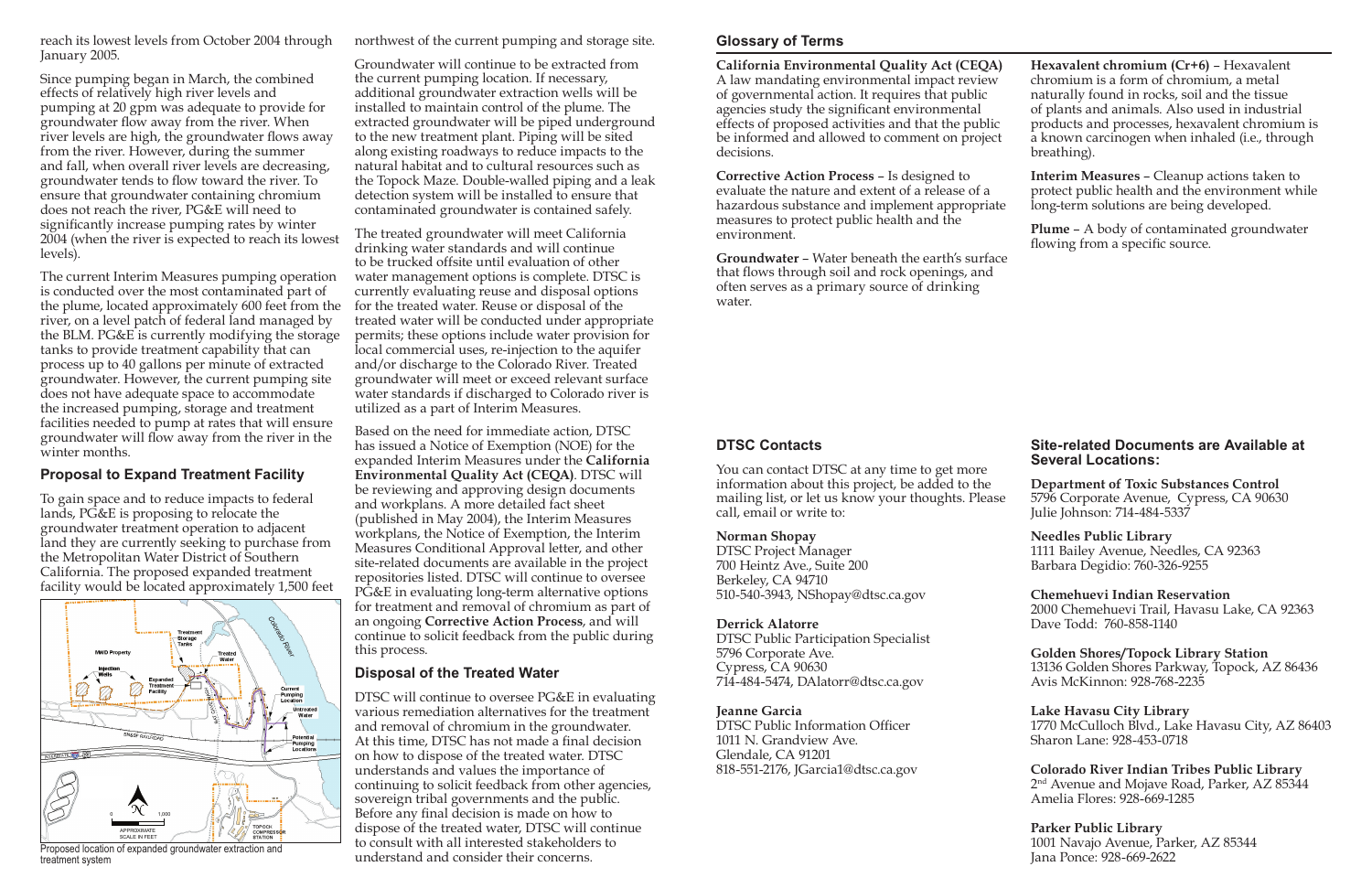reach its lowest levels from October 2004 through January 2005.

Since pumping began in March, the combined effects of relatively high river levels and pumping at 20 gpm was adequate to provide for groundwater flow away from the river. When river levels are high, the groundwater flows away from the river. However, during the summer and fall, when overall river levels are decreasing, groundwater tends to flow toward the river. To ensure that groundwater containing chromium does not reach the river, PG&E will need to significantly increase pumping rates by winter 2004 (when the river is expected to reach its lowest levels).

The current Interim Measures pumping operation is conducted over the most contaminated part of the plume, located approximately 600 feet from the river, on a level patch of federal land managed by the BLM. PG&E is currently modifying the storage tanks to provide treatment capability that can process up to 40 gallons per minute of extracted groundwater. However, the current pumping site does not have adequate space to accommodate the increased pumping, storage and treatment facilities needed to pump at rates that will ensure groundwater will flow away from the river in the winter months.

## Proposal to Expand Treatment Facility

To gain space and to reduce impacts to federal lands, PG&E is proposing to relocate the groundwater treatment operation to adjacent land they are currently seeking to purchase from the Metropolitan Water District of Southern California. The proposed expanded treatment facility would be located approximately 1,500 feet northwest of the current pumping and storage site.

MWD Property
Injection Wells
Expanded Treatment Facility
Treatment Storage Tanks
Treated Water
Colorado River
Current Pumping Location
Untreated Water
Potential Pumping Locations
Topock Compressor Station
APPROXIMATE SCALE IN FEET
0
1,000

Proposed location of expanded groundwater extraction and treatment system

Groundwater will continue to be extracted from the current pumping location. If necessary, additional groundwater extraction wells will be installed to maintain control of the plume. The extracted groundwater will be piped underground to the new treatment plant. Piping will be sited along existing roadways to reduce impacts to the natural habitat and to cultural resources such as the Topock Maze. Double-walled piping and a leak detection system will be installed to ensure that contaminated groundwater is contained safely.

The treated groundwater will meet California drinking water standards and will continue to be trucked offsite until evaluation of other water management options is complete. DTSC is currently evaluating reuse and disposal options for the treated water. Reuse or disposal of the treated water will be conducted under appropriate permits; these options include water provision for local commercial uses, re-injection to the aquifer and/or discharge to the Colorado River. Treated groundwater will meet or exceed relevant surface water standards if discharged to Colorado river is utilized as a part of Interim Measures.

Based on the need for immediate action, DTSC has issued a Notice of Exemption (NOE) for the expanded Interim Measures under the **California Environmental Quality Act (CEQA)**. DTSC will be reviewing and approving design documents and workplans. A more detailed fact sheet (published in May 2004), the Interim Measures workplans, the Notice of Exemption, the Interim Measures Conditional Approval letter, and other site-related documents are available in the project repositories listed. DTSC will continue to oversee PG&E in evaluating long-term alternative options for treatment and removal of chromium as part of an ongoing **Corrective Action Process**, and will continue to solicit feedback from the public during this process.

## Disposal of the Treated Water

DTSC will continue to oversee PG&E in evaluating various remediation alternatives for the treatment and removal of chromium in the groundwater. At this time, DTSC has not made a final decision on how to dispose of the treated water. DTSC understands and values the importance of continuing to solicit feedback from other agencies, sovereign tribal governments and the public. Before any final decision is made on how to dispose of the treated water, DTSC will continue to consult with all interested stakeholders to understand and consider their concerns.

## Glossary of Terms

**California Environmental Quality Act (CEQA)** A law mandating environmental impact review of governmental action. It requires that public agencies study the significant environmental effects of proposed activities and that the public be informed and allowed to comment on project decisions.

**Corrective Action Process** – Is designed to evaluate the nature and extent of a release of a hazardous substance and implement appropriate measures to protect public health and the environment.

**Groundwater** – Water beneath the earth's surface that flows through soil and rock openings, and often serves as a primary source of drinking water.

**Hexavalent chromium ($Cr+6$)** – Hexavalent chromium is a form of chromium, a metal naturally found in rocks, soil and the tissue of plants and animals. Also used in industrial products and processes, hexavalent chromium is a known carcinogen when inhaled (i.e., through breathing).

**Interim Measures** – Cleanup actions taken to protect public health and the environment while long-term solutions are being developed.

**Plume** – A body of contaminated groundwater flowing from a specific source.

## DTSC Contacts

You can contact DTSC at any time to get more information about this project, be added to the mailing list, or let us know your thoughts. Please call, email or write to:

**Norman Shopay**
DTSC Project Manager
700 Heintz Ave., Suite 200
Berkeley, CA 94710
510-540-3943, NShopay@dtsc.ca.gov

**Derrick Alatorre**
DTSC Public Participation Specialist
5796 Corporate Ave.
Cypress, CA 90630
714-484-5474, DAlatorr@dtsc.ca.gov

**Jeanne Garcia**
DTSC Public Information Officer
1011 N. Grandview Ave.
Glendale, CA 91201
818-551-2176, JGarcia1@dtsc.ca.gov

## Site-related Documents are Available at Several Locations:

**Department of Toxic Substances Control**
5796 Corporate Avenue, Cypress, CA 90630
Julie Johnson: 714-484-5337

**Needles Public Library**
1111 Bailey Avenue, Needles, CA 92363
Barbara Degidio: 760-326-9255

**Chemehuevi Indian Reservation**
2000 Chemehuevi Trail, Havasu Lake, CA 92363
Dave Todd: 760-858-1140

**Golden Shores/Topock Library Station**
13136 Golden Shores Parkway, Topock, AZ 86436
Avis McKinnon: 928-768-2235

**Lake Havasu City Library**
1770 McCulloch Blvd., Lake Havasu City, AZ 86403
Sharon Lane: 928-453-0718

**Colorado River Indian Tribes Public Library**
2nd Avenue and Mojave Road, Parker, AZ 85344
Amelia Flores: 928-669-1285

**Parker Public Library**
1001 Navajo Avenue, Parker, AZ 85344
Jana Ponce: 928-669-2622